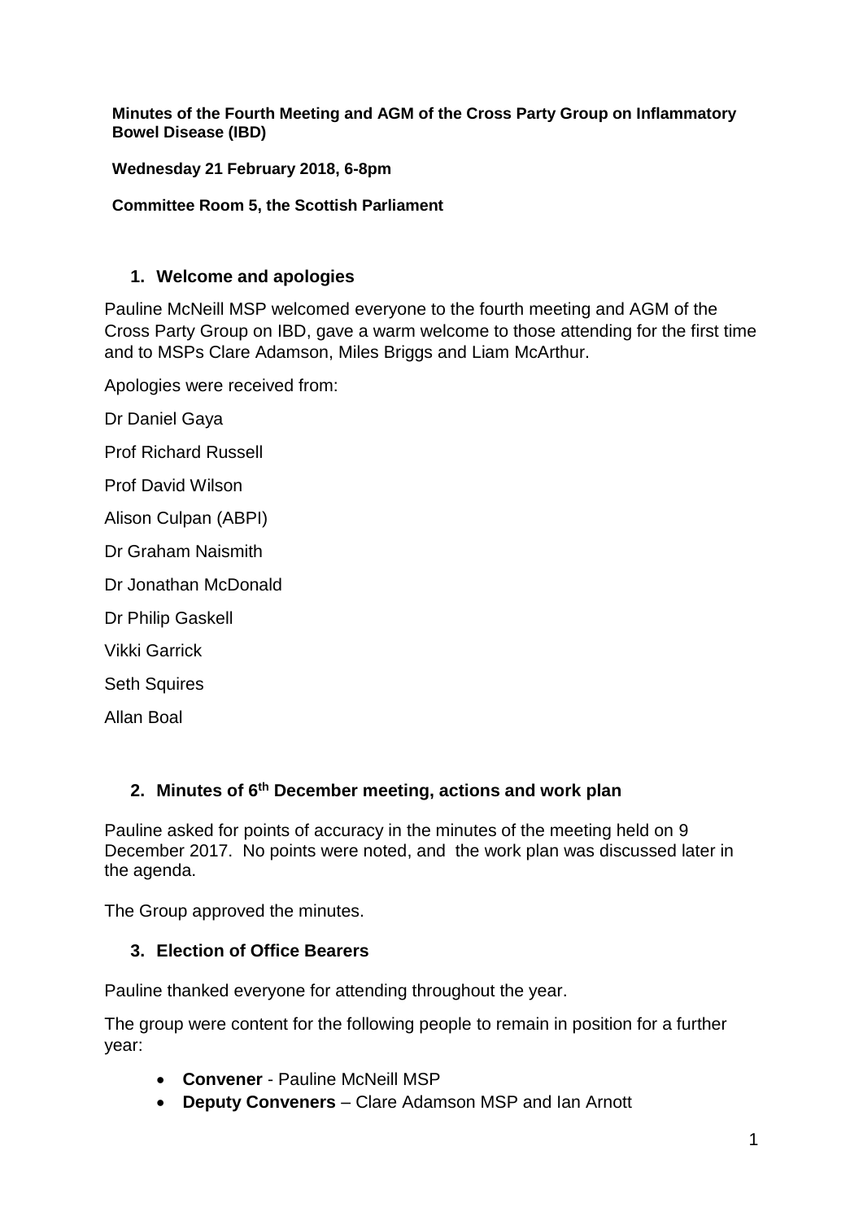**Minutes of the Fourth Meeting and AGM of the Cross Party Group on Inflammatory Bowel Disease (IBD)**

**Wednesday 21 February 2018, 6-8pm**

**Committee Room 5, the Scottish Parliament**

## 1. Welcome and apologies

Pauline McNeill MSP welcomed everyone to the fourth meeting and AGM of the Cross Party Group on IBD, gave a warm welcome to those attending for the first time and to MSPs Clare Adamson, Miles Briggs and Liam McArthur.

Apologies were received from:

Dr Daniel Gaya

Prof Richard Russell

Prof David Wilson

Alison Culpan (ABPI)

Dr Graham Naismith

Dr Jonathan McDonald

Dr Philip Gaskell

Vikki Garrick

Seth Squires

Allan Boal

## 2. Minutes of 6th December meeting, actions and work plan

Pauline asked for points of accuracy in the minutes of the meeting held on 9 December 2017. No points were noted, and the work plan was discussed later in the agenda.

The Group approved the minutes.

## 3. Election of Office Bearers

Pauline thanked everyone for attending throughout the year.

The group were content for the following people to remain in position for a further year:

- **Convener** - Pauline McNeill MSP
- **Deputy Conveners** – Clare Adamson MSP and Ian Arnott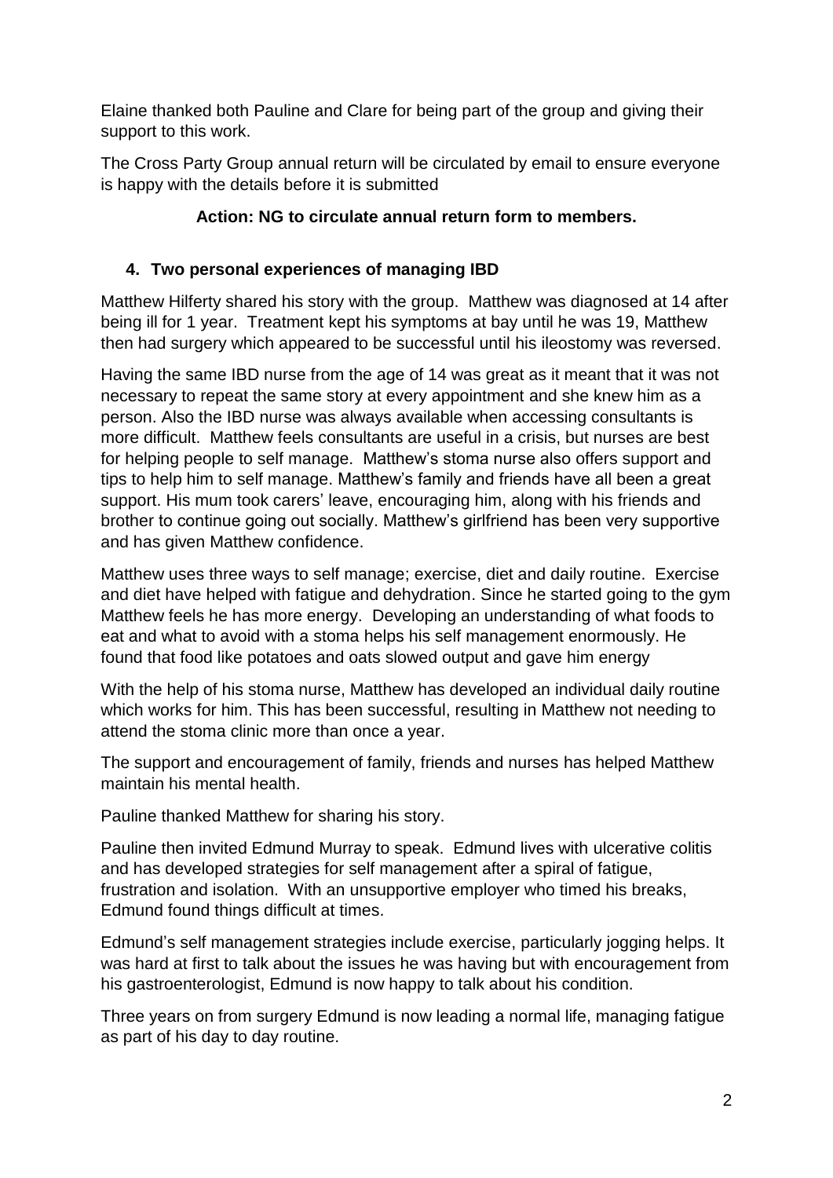Elaine thanked both Pauline and Clare for being part of the group and giving their support to this work.

The Cross Party Group annual return will be circulated by email to ensure everyone is happy with the details before it is submitted

**Action: NG to circulate annual return form to members.**

## 4. Two personal experiences of managing IBD

Matthew Hilferty shared his story with the group. Matthew was diagnosed at 14 after being ill for 1 year. Treatment kept his symptoms at bay until he was 19, Matthew then had surgery which appeared to be successful until his ileostomy was reversed.

Having the same IBD nurse from the age of 14 was great as it meant that it was not necessary to repeat the same story at every appointment and she knew him as a person. Also the IBD nurse was always available when accessing consultants is more difficult. Matthew feels consultants are useful in a crisis, but nurses are best for helping people to self manage. Matthew's stoma nurse also offers support and tips to help him to self manage. Matthew's family and friends have all been a great support. His mum took carers' leave, encouraging him, along with his friends and brother to continue going out socially. Matthew's girlfriend has been very supportive and has given Matthew confidence.

Matthew uses three ways to self manage; exercise, diet and daily routine. Exercise and diet have helped with fatigue and dehydration. Since he started going to the gym Matthew feels he has more energy. Developing an understanding of what foods to eat and what to avoid with a stoma helps his self management enormously. He found that food like potatoes and oats slowed output and gave him energy

With the help of his stoma nurse, Matthew has developed an individual daily routine which works for him. This has been successful, resulting in Matthew not needing to attend the stoma clinic more than once a year.

The support and encouragement of family, friends and nurses has helped Matthew maintain his mental health.

Pauline thanked Matthew for sharing his story.

Pauline then invited Edmund Murray to speak. Edmund lives with ulcerative colitis and has developed strategies for self management after a spiral of fatigue, frustration and isolation. With an unsupportive employer who timed his breaks, Edmund found things difficult at times.

Edmund's self management strategies include exercise, particularly jogging helps. It was hard at first to talk about the issues he was having but with encouragement from his gastroenterologist, Edmund is now happy to talk about his condition.

Three years on from surgery Edmund is now leading a normal life, managing fatigue as part of his day to day routine.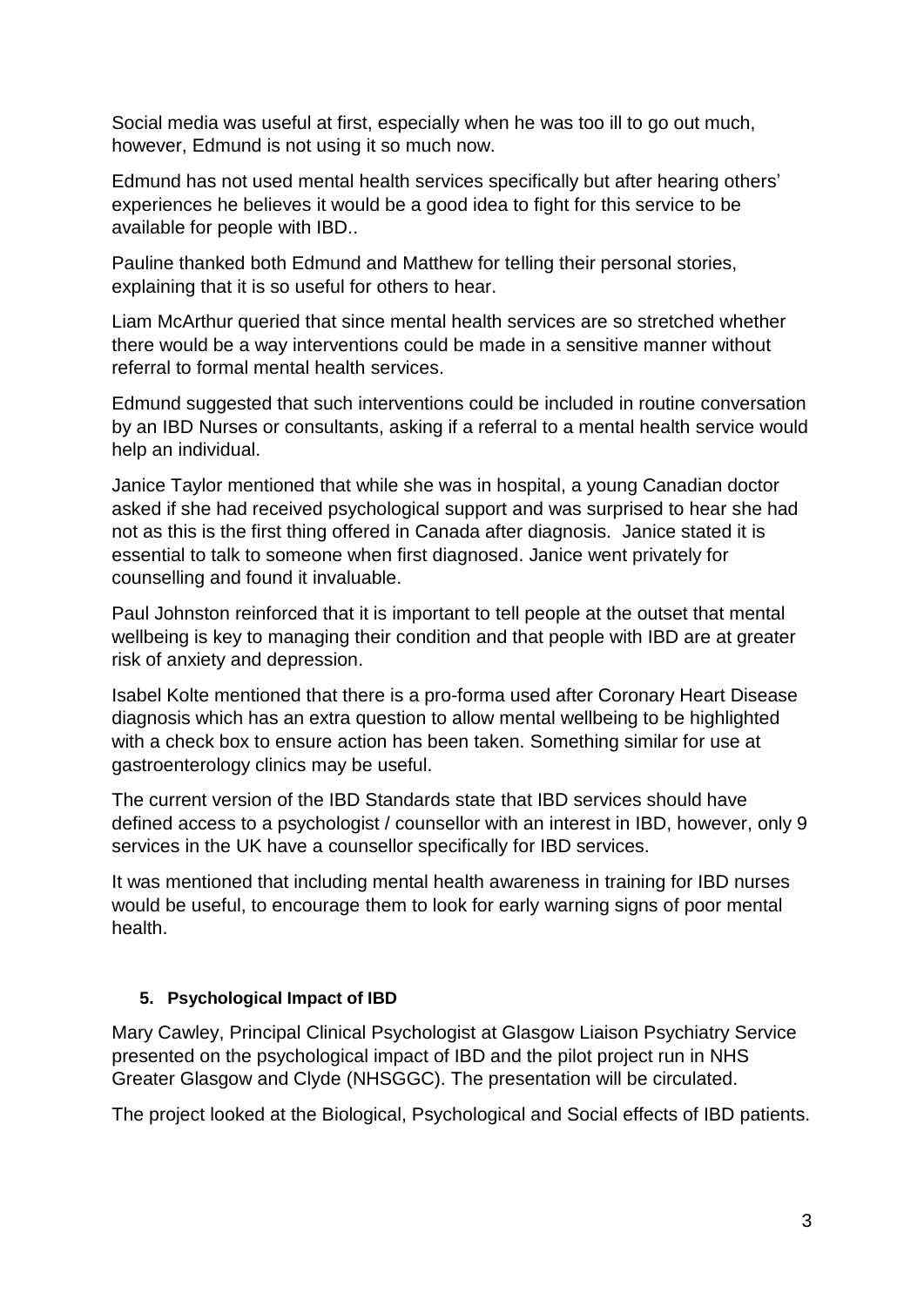Social media was useful at first, especially when he was too ill to go out much, however, Edmund is not using it so much now.

Edmund has not used mental health services specifically but after hearing others' experiences he believes it would be a good idea to fight for this service to be available for people with IBD..

Pauline thanked both Edmund and Matthew for telling their personal stories, explaining that it is so useful for others to hear.

Liam McArthur queried that since mental health services are so stretched whether there would be a way interventions could be made in a sensitive manner without referral to formal mental health services.

Edmund suggested that such interventions could be included in routine conversation by an IBD Nurses or consultants, asking if a referral to a mental health service would help an individual.

Janice Taylor mentioned that while she was in hospital, a young Canadian doctor asked if she had received psychological support and was surprised to hear she had not as this is the first thing offered in Canada after diagnosis. Janice stated it is essential to talk to someone when first diagnosed. Janice went privately for counselling and found it invaluable.

Paul Johnston reinforced that it is important to tell people at the outset that mental wellbeing is key to managing their condition and that people with IBD are at greater risk of anxiety and depression.

Isabel Kolte mentioned that there is a pro-forma used after Coronary Heart Disease diagnosis which has an extra question to allow mental wellbeing to be highlighted with a check box to ensure action has been taken. Something similar for use at gastroenterology clinics may be useful.

The current version of the IBD Standards state that IBD services should have defined access to a psychologist / counsellor with an interest in IBD, however, only 9 services in the UK have a counsellor specifically for IBD services.

It was mentioned that including mental health awareness in training for IBD nurses would be useful, to encourage them to look for early warning signs of poor mental health.

### 5. Psychological Impact of IBD

Mary Cawley, Principal Clinical Psychologist at Glasgow Liaison Psychiatry Service presented on the psychological impact of IBD and the pilot project run in NHS Greater Glasgow and Clyde (NHSGGC). The presentation will be circulated.

The project looked at the Biological, Psychological and Social effects of IBD patients.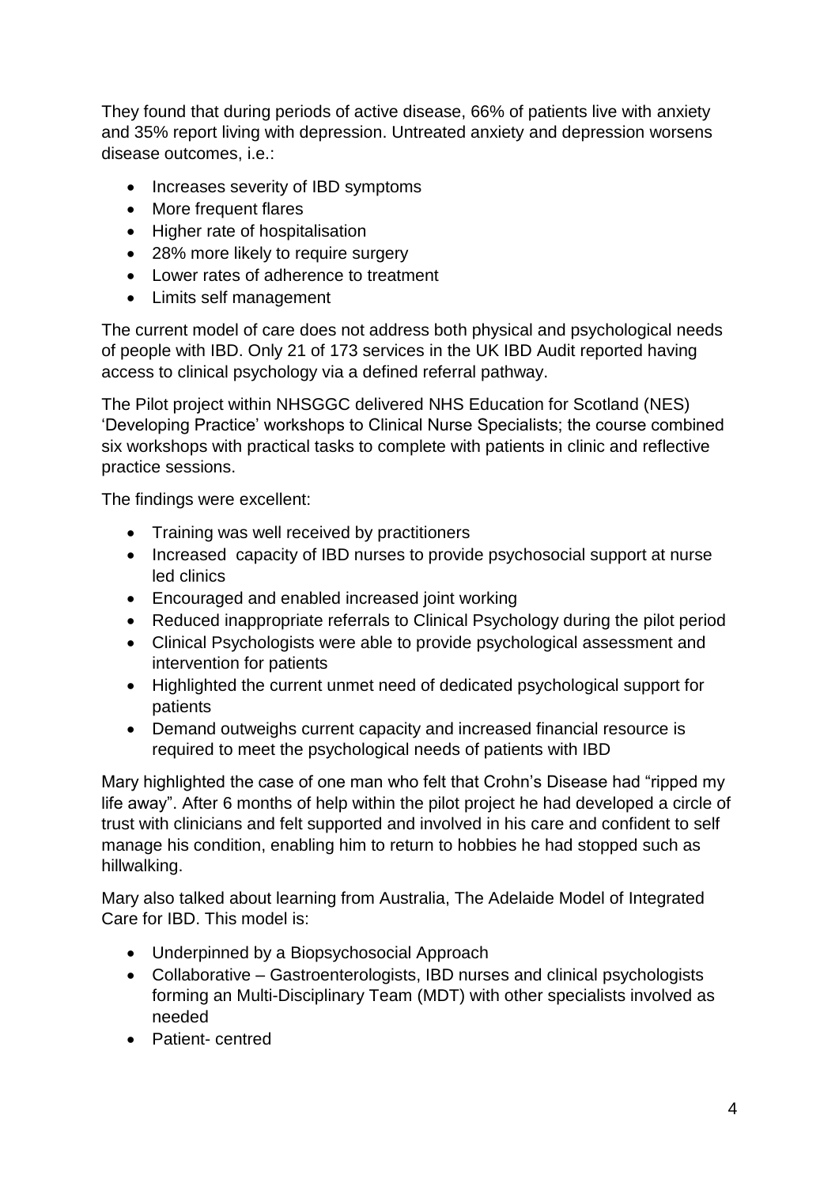They found that during periods of active disease, 66% of patients live with anxiety and 35% report living with depression. Untreated anxiety and depression worsens disease outcomes, i.e.:

- Increases severity of IBD symptoms
- More frequent flares
- Higher rate of hospitalisation
- 28% more likely to require surgery
- Lower rates of adherence to treatment
- Limits self management

The current model of care does not address both physical and psychological needs of people with IBD. Only 21 of 173 services in the UK IBD Audit reported having access to clinical psychology via a defined referral pathway.

The Pilot project within NHSGGC delivered NHS Education for Scotland (NES) 'Developing Practice' workshops to Clinical Nurse Specialists; the course combined six workshops with practical tasks to complete with patients in clinic and reflective practice sessions.

The findings were excellent:

- Training was well received by practitioners
- Increased capacity of IBD nurses to provide psychosocial support at nurse led clinics
- Encouraged and enabled increased joint working
- Reduced inappropriate referrals to Clinical Psychology during the pilot period
- Clinical Psychologists were able to provide psychological assessment and intervention for patients
- Highlighted the current unmet need of dedicated psychological support for patients
- Demand outweighs current capacity and increased financial resource is required to meet the psychological needs of patients with IBD

Mary highlighted the case of one man who felt that Crohn's Disease had "ripped my life away". After 6 months of help within the pilot project he had developed a circle of trust with clinicians and felt supported and involved in his care and confident to self manage his condition, enabling him to return to hobbies he had stopped such as hillwalking.

Mary also talked about learning from Australia, The Adelaide Model of Integrated Care for IBD. This model is:

- Underpinned by a Biopsychosocial Approach
- Collaborative – Gastroenterologists, IBD nurses and clinical psychologists forming an Multi-Disciplinary Team (MDT) with other specialists involved as needed
- Patient- centred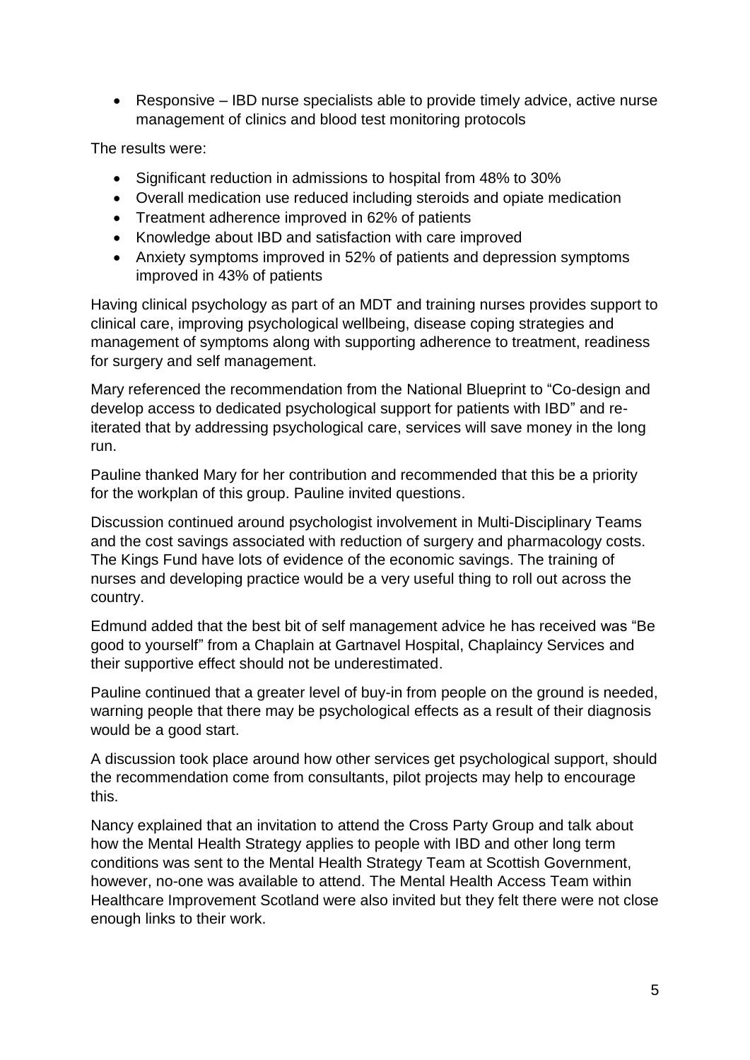- Responsive – IBD nurse specialists able to provide timely advice, active nurse management of clinics and blood test monitoring protocols

The results were:

- Significant reduction in admissions to hospital from 48% to 30%
- Overall medication use reduced including steroids and opiate medication
- Treatment adherence improved in 62% of patients
- Knowledge about IBD and satisfaction with care improved
- Anxiety symptoms improved in 52% of patients and depression symptoms improved in 43% of patients

Having clinical psychology as part of an MDT and training nurses provides support to clinical care, improving psychological wellbeing, disease coping strategies and management of symptoms along with supporting adherence to treatment, readiness for surgery and self management.

Mary referenced the recommendation from the National Blueprint to "Co-design and develop access to dedicated psychological support for patients with IBD" and re-iterated that by addressing psychological care, services will save money in the long run.

Pauline thanked Mary for her contribution and recommended that this be a priority for the workplan of this group. Pauline invited questions.

Discussion continued around psychologist involvement in Multi-Disciplinary Teams and the cost savings associated with reduction of surgery and pharmacology costs. The Kings Fund have lots of evidence of the economic savings. The training of nurses and developing practice would be a very useful thing to roll out across the country.

Edmund added that the best bit of self management advice he has received was "Be good to yourself" from a Chaplain at Gartnavel Hospital, Chaplaincy Services and their supportive effect should not be underestimated.

Pauline continued that a greater level of buy-in from people on the ground is needed, warning people that there may be psychological effects as a result of their diagnosis would be a good start.

A discussion took place around how other services get psychological support, should the recommendation come from consultants, pilot projects may help to encourage this.

Nancy explained that an invitation to attend the Cross Party Group and talk about how the Mental Health Strategy applies to people with IBD and other long term conditions was sent to the Mental Health Strategy Team at Scottish Government, however, no-one was available to attend. The Mental Health Access Team within Healthcare Improvement Scotland were also invited but they felt there were not close enough links to their work.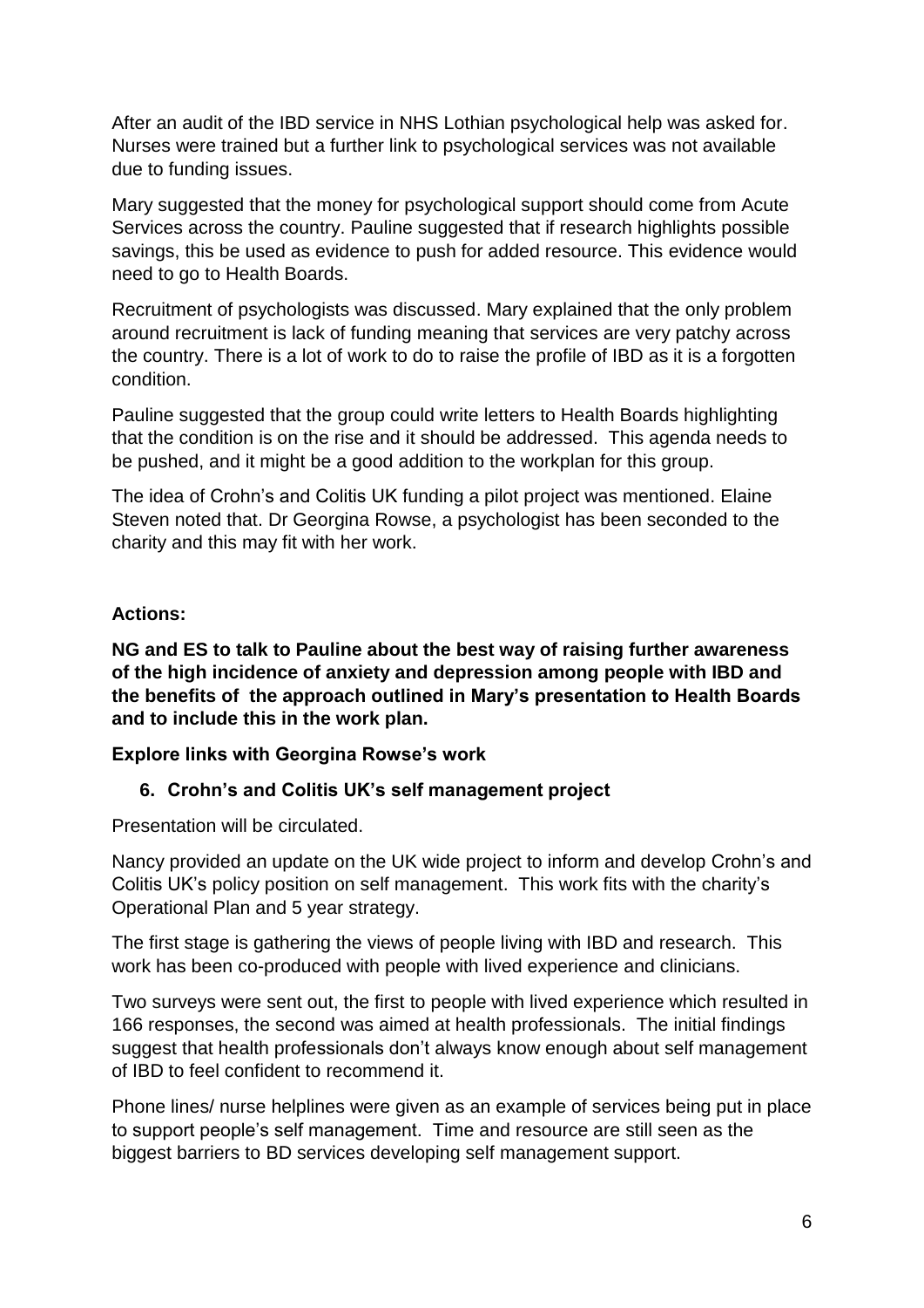After an audit of the IBD service in NHS Lothian psychological help was asked for. Nurses were trained but a further link to psychological services was not available due to funding issues.

Mary suggested that the money for psychological support should come from Acute Services across the country. Pauline suggested that if research highlights possible savings, this be used as evidence to push for added resource. This evidence would need to go to Health Boards.

Recruitment of psychologists was discussed. Mary explained that the only problem around recruitment is lack of funding meaning that services are very patchy across the country. There is a lot of work to do to raise the profile of IBD as it is a forgotten condition.

Pauline suggested that the group could write letters to Health Boards highlighting that the condition is on the rise and it should be addressed. This agenda needs to be pushed, and it might be a good addition to the workplan for this group.

The idea of Crohn's and Colitis UK funding a pilot project was mentioned. Elaine Steven noted that. Dr Georgina Rowse, a psychologist has been seconded to the charity and this may fit with her work.

**Actions:**

**NG and ES to talk to Pauline about the best way of raising further awareness of the high incidence of anxiety and depression among people with IBD and the benefits of the approach outlined in Mary's presentation to Health Boards and to include this in the work plan.**

**Explore links with Georgina Rowse's work**

### 6. Crohn's and Colitis UK's self management project

Presentation will be circulated.

Nancy provided an update on the UK wide project to inform and develop Crohn's and Colitis UK's policy position on self management. This work fits with the charity's Operational Plan and 5 year strategy.

The first stage is gathering the views of people living with IBD and research. This work has been co-produced with people with lived experience and clinicians.

Two surveys were sent out, the first to people with lived experience which resulted in 166 responses, the second was aimed at health professionals. The initial findings suggest that health professionals don't always know enough about self management of IBD to feel confident to recommend it.

Phone lines/ nurse helplines were given as an example of services being put in place to support people's self management. Time and resource are still seen as the biggest barriers to BD services developing self management support.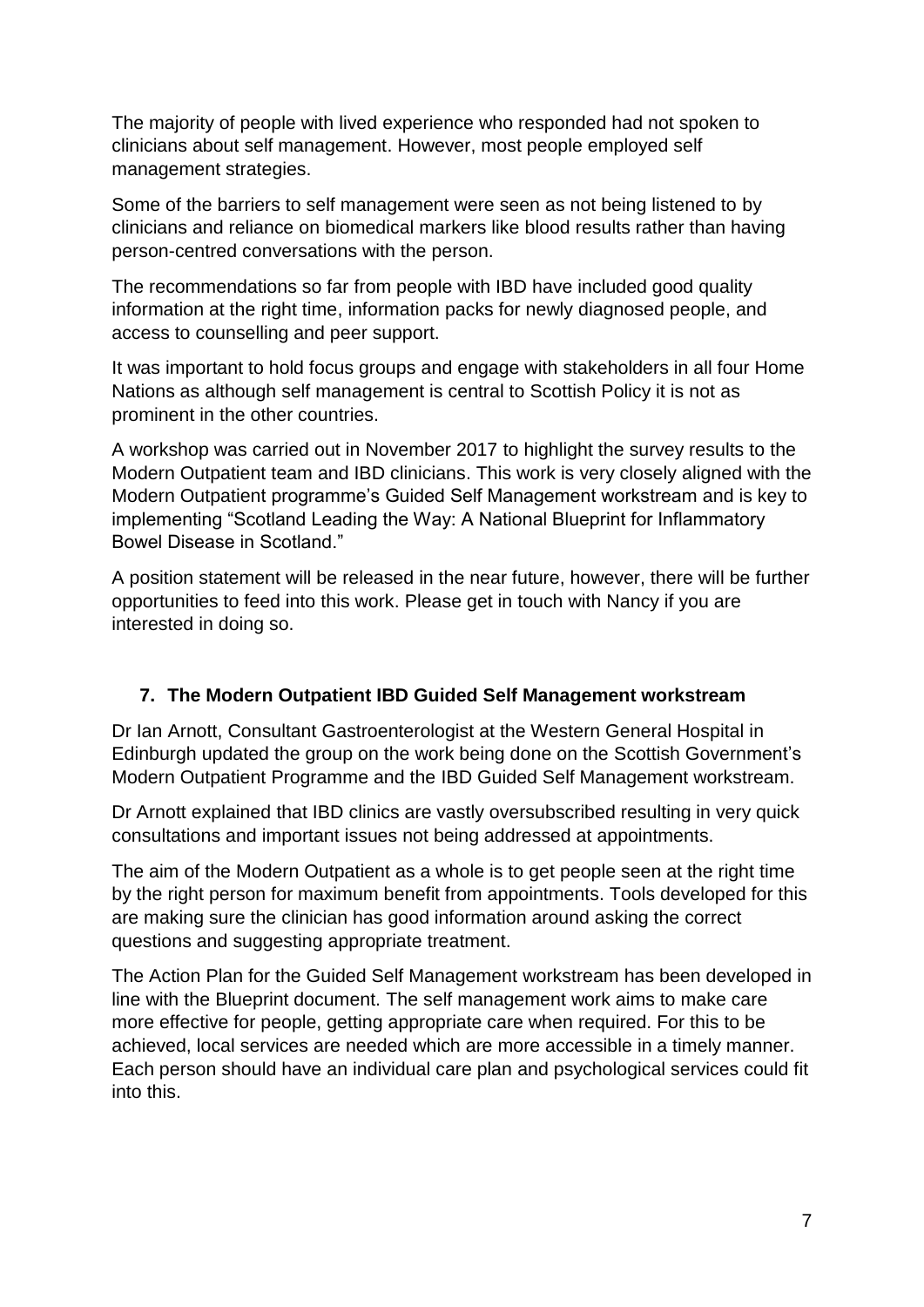The majority of people with lived experience who responded had not spoken to clinicians about self management. However, most people employed self management strategies.

Some of the barriers to self management were seen as not being listened to by clinicians and reliance on biomedical markers like blood results rather than having person-centred conversations with the person.

The recommendations so far from people with IBD have included good quality information at the right time, information packs for newly diagnosed people, and access to counselling and peer support.

It was important to hold focus groups and engage with stakeholders in all four Home Nations as although self management is central to Scottish Policy it is not as prominent in the other countries.

A workshop was carried out in November 2017 to highlight the survey results to the Modern Outpatient team and IBD clinicians. This work is very closely aligned with the Modern Outpatient programme's Guided Self Management workstream and is key to implementing "Scotland Leading the Way: A National Blueprint for Inflammatory Bowel Disease in Scotland."

A position statement will be released in the near future, however, there will be further opportunities to feed into this work. Please get in touch with Nancy if you are interested in doing so.

## 7. The Modern Outpatient IBD Guided Self Management workstream

Dr Ian Arnott, Consultant Gastroenterologist at the Western General Hospital in Edinburgh updated the group on the work being done on the Scottish Government's Modern Outpatient Programme and the IBD Guided Self Management workstream.

Dr Arnott explained that IBD clinics are vastly oversubscribed resulting in very quick consultations and important issues not being addressed at appointments.

The aim of the Modern Outpatient as a whole is to get people seen at the right time by the right person for maximum benefit from appointments. Tools developed for this are making sure the clinician has good information around asking the correct questions and suggesting appropriate treatment.

The Action Plan for the Guided Self Management workstream has been developed in line with the Blueprint document. The self management work aims to make care more effective for people, getting appropriate care when required. For this to be achieved, local services are needed which are more accessible in a timely manner. Each person should have an individual care plan and psychological services could fit into this.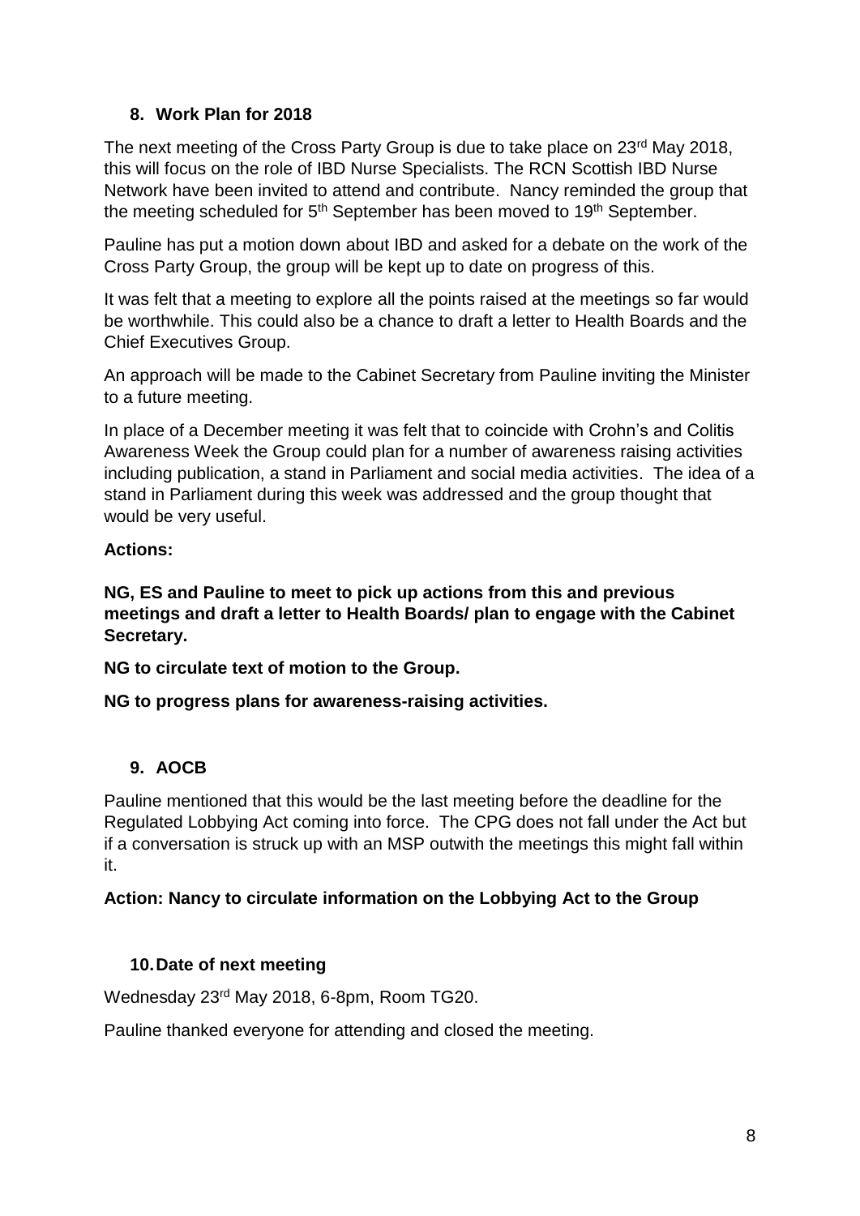## 8. Work Plan for 2018

The next meeting of the Cross Party Group is due to take place on 23rd May 2018, this will focus on the role of IBD Nurse Specialists. The RCN Scottish IBD Nurse Network have been invited to attend and contribute. Nancy reminded the group that the meeting scheduled for 5th September has been moved to 19th September.

Pauline has put a motion down about IBD and asked for a debate on the work of the Cross Party Group, the group will be kept up to date on progress of this.

It was felt that a meeting to explore all the points raised at the meetings so far would be worthwhile. This could also be a chance to draft a letter to Health Boards and the Chief Executives Group.

An approach will be made to the Cabinet Secretary from Pauline inviting the Minister to a future meeting.

In place of a December meeting it was felt that to coincide with Crohn's and Colitis Awareness Week the Group could plan for a number of awareness raising activities including publication, a stand in Parliament and social media activities. The idea of a stand in Parliament during this week was addressed and the group thought that would be very useful.

**Actions:**

**NG, ES and Pauline to meet to pick up actions from this and previous meetings and draft a letter to Health Boards/ plan to engage with the Cabinet Secretary.**

**NG to circulate text of motion to the Group.**

**NG to progress plans for awareness-raising activities.**

## 9. AOCB

Pauline mentioned that this would be the last meeting before the deadline for the Regulated Lobbying Act coming into force. The CPG does not fall under the Act but if a conversation is struck up with an MSP outwith the meetings this might fall within it.

**Action: Nancy to circulate information on the Lobbying Act to the Group**

## 10. Date of next meeting

Wednesday 23rd May 2018, 6-8pm, Room TG20.

Pauline thanked everyone for attending and closed the meeting.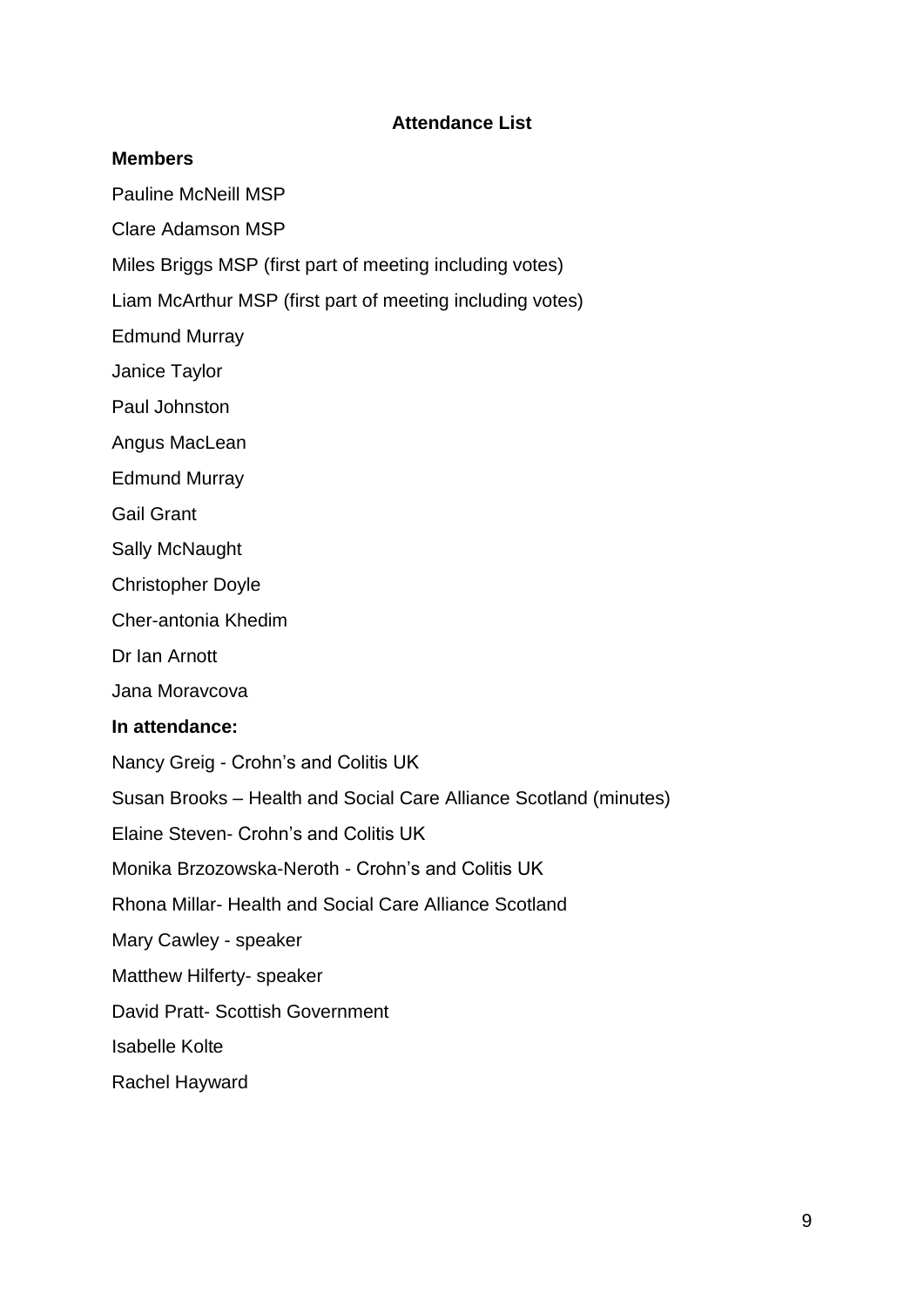**Attendance List**

**Members**

Pauline McNeill MSP

Clare Adamson MSP

Miles Briggs MSP (first part of meeting including votes)

Liam McArthur MSP (first part of meeting including votes)

Edmund Murray

Janice Taylor

Paul Johnston

Angus MacLean

Edmund Murray

Gail Grant

Sally McNaught

Christopher Doyle

Cher-antonia Khedim

Dr Ian Arnott

Jana Moravcova

**In attendance:**

Nancy Greig - Crohn's and Colitis UK

Susan Brooks – Health and Social Care Alliance Scotland (minutes)

Elaine Steven- Crohn's and Colitis UK

Monika Brzozowska-Neroth - Crohn's and Colitis UK

Rhona Millar- Health and Social Care Alliance Scotland

Mary Cawley - speaker

Matthew Hilferty- speaker

David Pratt- Scottish Government

Isabelle Kolte

Rachel Hayward